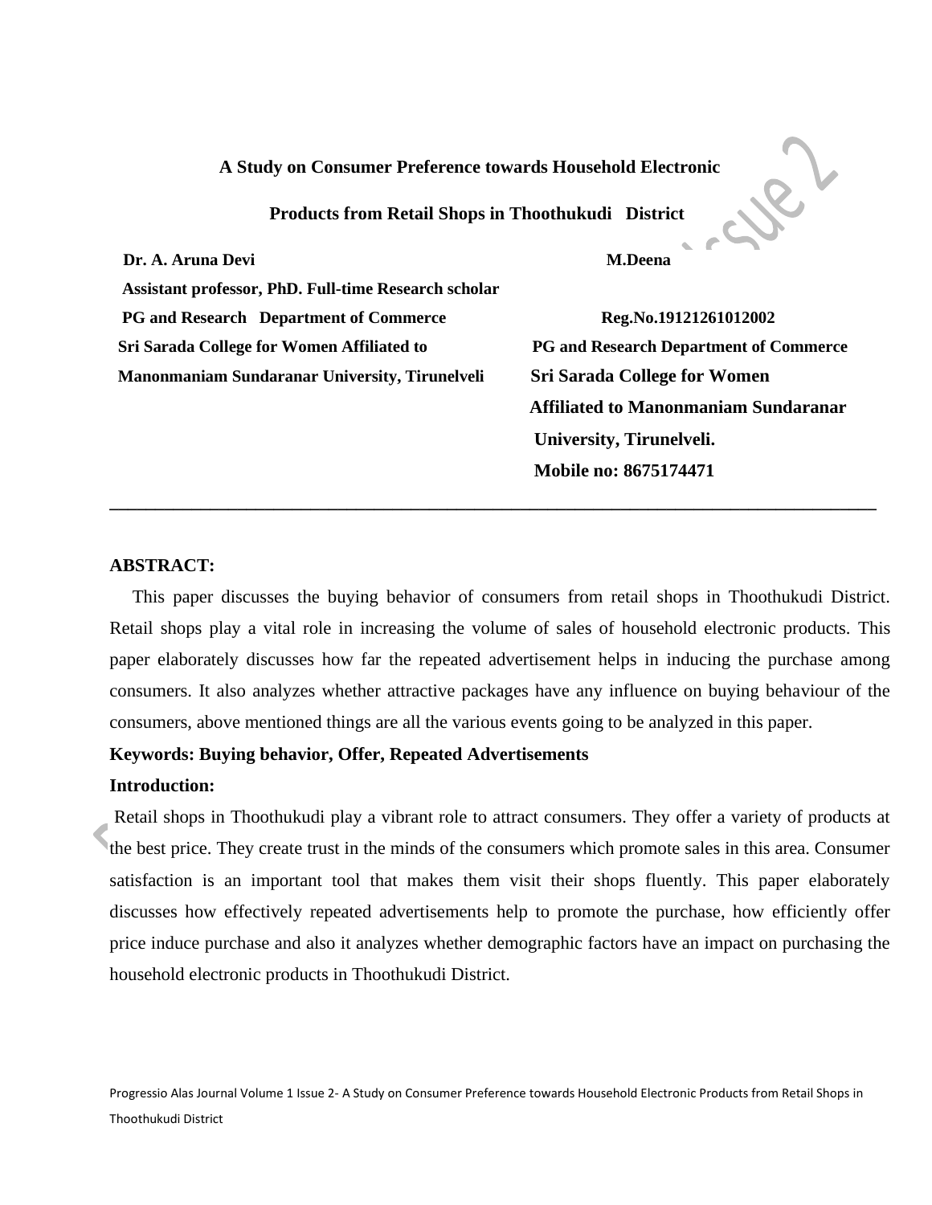# A Study on Consumer Preference towards Household Electronic Products from Retail Shops in Thoothukudi District

**Dr. A. Aruna Devi**
**Assistant professor,**
**PG and Research Department of Commerce**
**Sri Sarada College for Women Affiliated to**
**Manonmaniam Sundaranar University, Tirunelveli**

**M.Deena**
**PhD. Full-time Research scholar**
**Reg.No.19121261012002**
**PG and Research Department of Commerce**
**Sri Sarada College for Women**
**Affiliated to Manonmaniam Sundaranar**
**University, Tirunelveli.**
**Mobile no: 8675174471**

---

**ABSTRACT:**

This paper discusses the buying behavior of consumers from retail shops in Thoothukudi District. Retail shops play a vital role in increasing the volume of sales of household electronic products. This paper elaborately discusses how far the repeated advertisement helps in inducing the purchase among consumers. It also analyzes whether attractive packages have any influence on buying behaviour of the consumers, above mentioned things are all the various events going to be analyzed in this paper.

**Keywords: Buying behavior, Offer, Repeated Advertisements**

**Introduction:**

Retail shops in Thoothukudi play a vibrant role to attract consumers. They offer a variety of products at the best price. They create trust in the minds of the consumers which promote sales in this area. Consumer satisfaction is an important tool that makes them visit their shops fluently. This paper elaborately discusses how effectively repeated advertisements help to promote the purchase, how efficiently offer price induce purchase and also it analyzes whether demographic factors have an impact on purchasing the household electronic products in Thoothukudi District.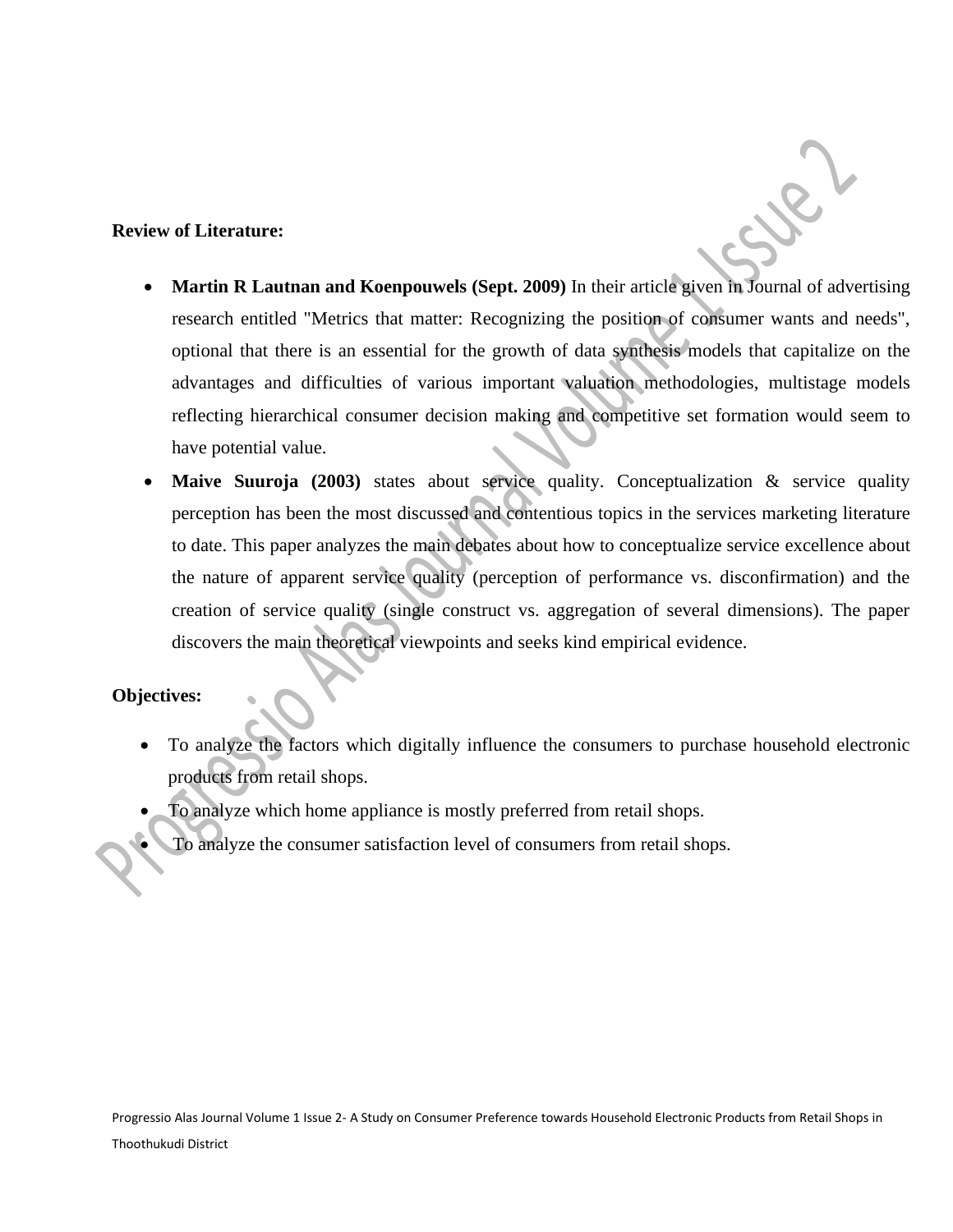**Review of Literature:**

- **Martin R Lautnan and Koenpouwels (Sept. 2009)** In their article given in Journal of advertising research entitled "Metrics that matter: Recognizing the position of consumer wants and needs", optional that there is an essential for the growth of data synthesis models that capitalize on the advantages and difficulties of various important valuation methodologies, multistage models reflecting hierarchical consumer decision making and competitive set formation would seem to have potential value.
- **Maive Suuroja (2003)** states about service quality. Conceptualization & service quality perception has been the most discussed and contentious topics in the services marketing literature to date. This paper analyzes the main debates about how to conceptualize service excellence about the nature of apparent service quality (perception of performance vs. disconfirmation) and the creation of service quality (single construct vs. aggregation of several dimensions). The paper discovers the main theoretical viewpoints and seeks kind empirical evidence.

**Objectives:**

- To analyze the factors which digitally influence the consumers to purchase household electronic products from retail shops.
- To analyze which home appliance is mostly preferred from retail shops.
- To analyze the consumer satisfaction level of consumers from retail shops.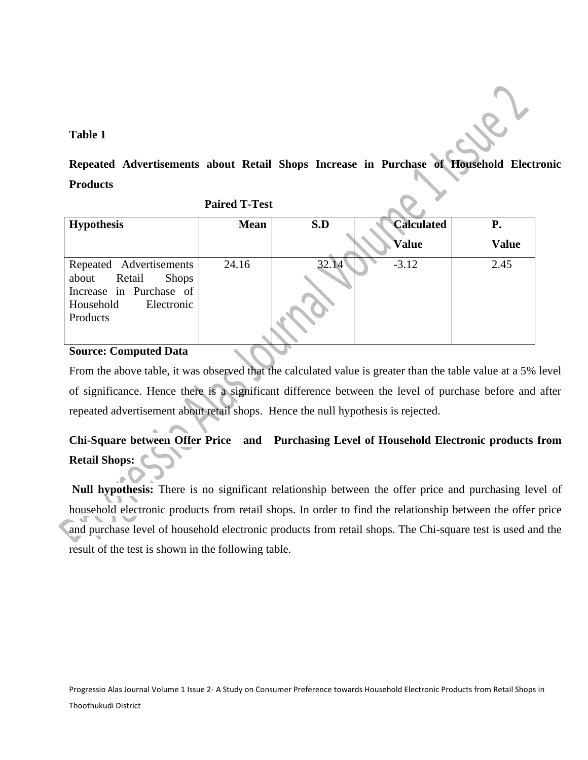**Table 1**

**Repeated Advertisements about Retail Shops Increase in Purchase of Household Electronic Products**

**Paired T-Test**

| Hypothesis | Mean | S.D | Calculated Value | P. Value |
|---|---|---|---|---|
| Repeated Advertisements about Retail Shops Increase in Purchase of Household Electronic Products | 24.16 | 32.14 | -3.12 | 2.45 |

**Source: Computed Data**

From the above table, it was observed that the calculated value is greater than the table value at a 5% level of significance. Hence there is a significant difference between the level of purchase before and after repeated advertisement about retail shops. Hence the null hypothesis is rejected.

**Chi-Square between Offer Price and Purchasing Level of Household Electronic products from Retail Shops:**

**Null hypothesis:** There is no significant relationship between the offer price and purchasing level of household electronic products from retail shops. In order to find the relationship between the offer price and purchase level of household electronic products from retail shops. The Chi-square test is used and the result of the test is shown in the following table.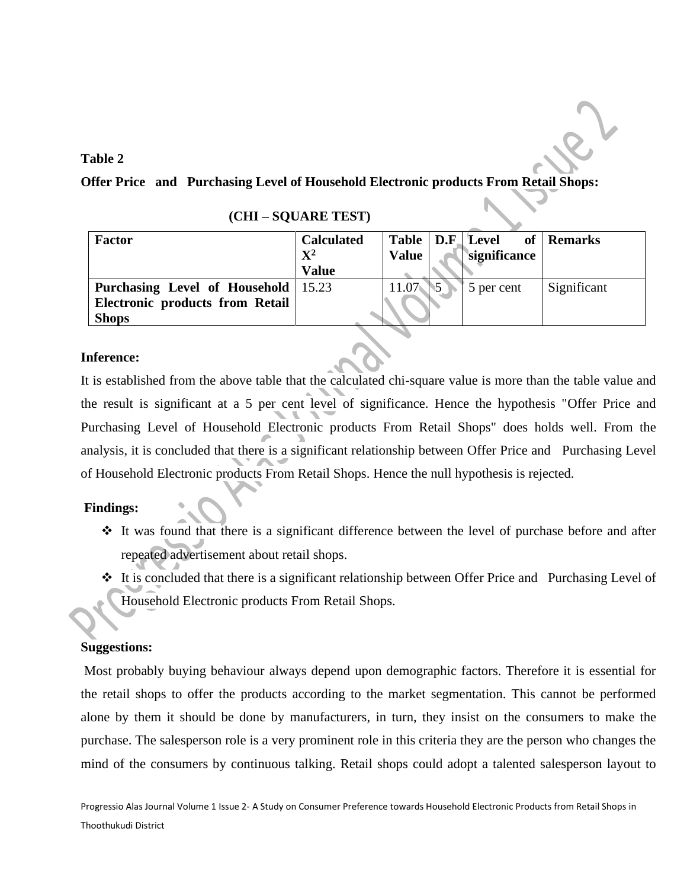**Table 2**

**Offer Price and Purchasing Level of Household Electronic products From Retail Shops:**

**(CHI – SQUARE TEST)**

| Factor | Calculated $X^2$ Value | Table Value | D.F | Level of significance | Remarks |
|---|---|---|---|---|---|
| **Purchasing Level of Household Electronic products from Retail Shops** | 15.23 | 11.07 | 5 | 5 per cent | Significant |

**Inference:**

It is established from the above table that the calculated chi-square value is more than the table value and the result is significant at a 5 per cent level of significance. Hence the hypothesis "Offer Price and Purchasing Level of Household Electronic products From Retail Shops" does holds well. From the analysis, it is concluded that there is a significant relationship between Offer Price and Purchasing Level of Household Electronic products From Retail Shops. Hence the null hypothesis is rejected.

**Findings:**

- It was found that there is a significant difference between the level of purchase before and after repeated advertisement about retail shops.
- It is concluded that there is a significant relationship between Offer Price and Purchasing Level of Household Electronic products From Retail Shops.

**Suggestions:**

Most probably buying behaviour always depend upon demographic factors. Therefore it is essential for the retail shops to offer the products according to the market segmentation. This cannot be performed alone by them it should be done by manufacturers, in turn, they insist on the consumers to make the purchase. The salesperson role is a very prominent role in this criteria they are the person who changes the mind of the consumers by continuous talking. Retail shops could adopt a talented salesperson layout to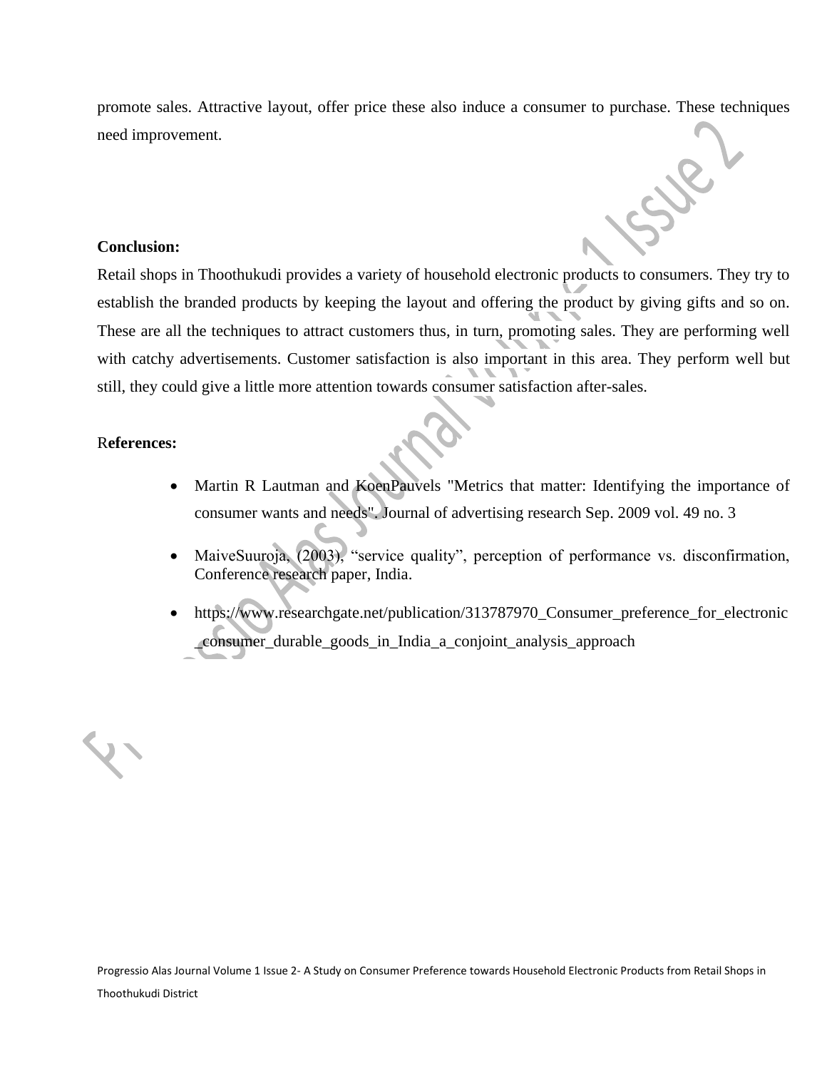promote sales. Attractive layout, offer price these also induce a consumer to purchase. These techniques need improvement.

**Conclusion:**

Retail shops in Thoothukudi provides a variety of household electronic products to consumers. They try to establish the branded products by keeping the layout and offering the product by giving gifts and so on. These are all the techniques to attract customers thus, in turn, promoting sales. They are performing well with catchy advertisements. Customer satisfaction is also important in this area. They perform well but still, they could give a little more attention towards consumer satisfaction after-sales.

R**eferences:**

- Martin R Lautman and KoenPauvels "Metrics that matter: Identifying the importance of consumer wants and needs". Journal of advertising research Sep. 2009 vol. 49 no. 3
- MaiveSuuroja, (2003), "service quality", perception of performance vs. disconfirmation, Conference research paper, India.
- https://www.researchgate.net/publication/313787970_Consumer_preference_for_electronic_consumer_durable_goods_in_India_a_conjoint_analysis_approach